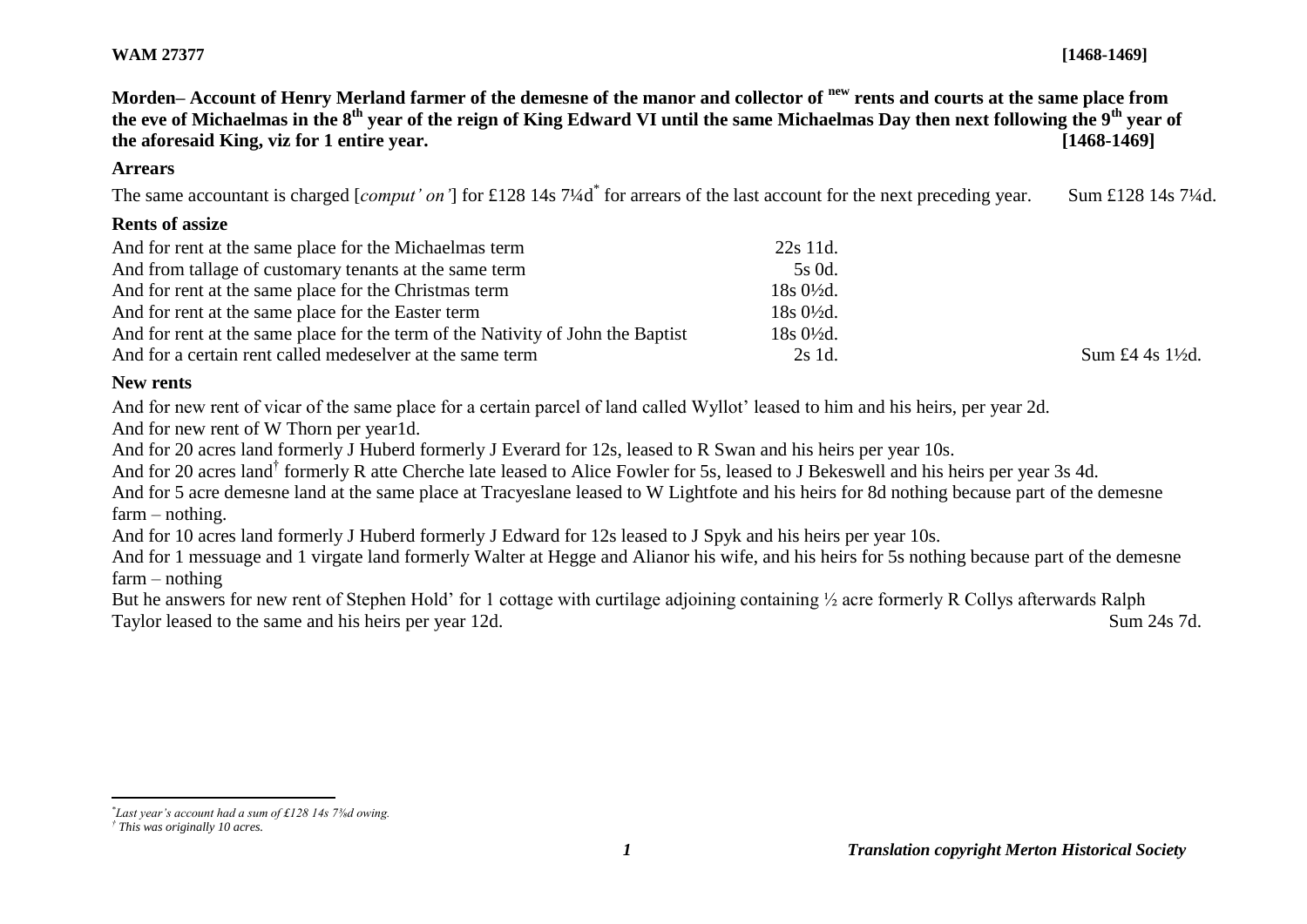**WAM 27377** **[1468-1469]**

**Morden– Account of Henry Merland farmer of the demesne of the manor and collector of new rents and courts at the same place from the eve of Michaelmas in the 8th year of the reign of King Edward VI until the same Michaelmas Day then next following the 9th year of the aforesaid King, viz for 1 entire year.** **[1468-1469]**

**Arrears**

The same accountant is charged [*comput' on'*] for £128 14s 7¼d* for arrears of the last account for the next preceding year. Sum £128 14s 7¼d.

**Rents of assize**

| | | |
|---|---|---|
| And for rent at the same place for the Michaelmas term | 22s 11d. | |
| And from tallage of customary tenants at the same term | 5s 0d. | |
| And for rent at the same place for the Christmas term | 18s 0½d. | |
| And for rent at the same place for the Easter term | 18s 0½d. | |
| And for rent at the same place for the term of the Nativity of John the Baptist | 18s 0½d. | |
| And for a certain rent called medeselver at the same term | 2s 1d. | Sum £4 4s 1½d. |

**New rents**

And for new rent of vicar of the same place for a certain parcel of land called Wyllot' leased to him and his heirs, per year 2d.

And for new rent of W Thorn per year1d.

And for 20 acres land formerly J Huberd formerly J Everard for 12s, leased to R Swan and his heirs per year 10s.

And for 20 acres land† formerly R atte Cherche late leased to Alice Fowler for 5s, leased to J Bekeswell and his heirs per year 3s 4d.

And for 5 acre demesne land at the same place at Tracyeslane leased to W Lightfote and his heirs for 8d nothing because part of the demesne farm – nothing.

And for 10 acres land formerly J Huberd formerly J Edward for 12s leased to J Spyk and his heirs per year 10s.

And for 1 messuage and 1 virgate land formerly Walter at Hegge and Alianor his wife, and his heirs for 5s nothing because part of the demesne farm – nothing

But he answers for new rent of Stephen Hold' for 1 cottage with curtilage adjoining containing ½ acre formerly R Collys afterwards Ralph Taylor leased to the same and his heirs per year 12d. Sum 24s 7d.

---

*\* Last year's account had a sum of £128 14s 7⅝d owing.*

*† This was originally 10 acres.*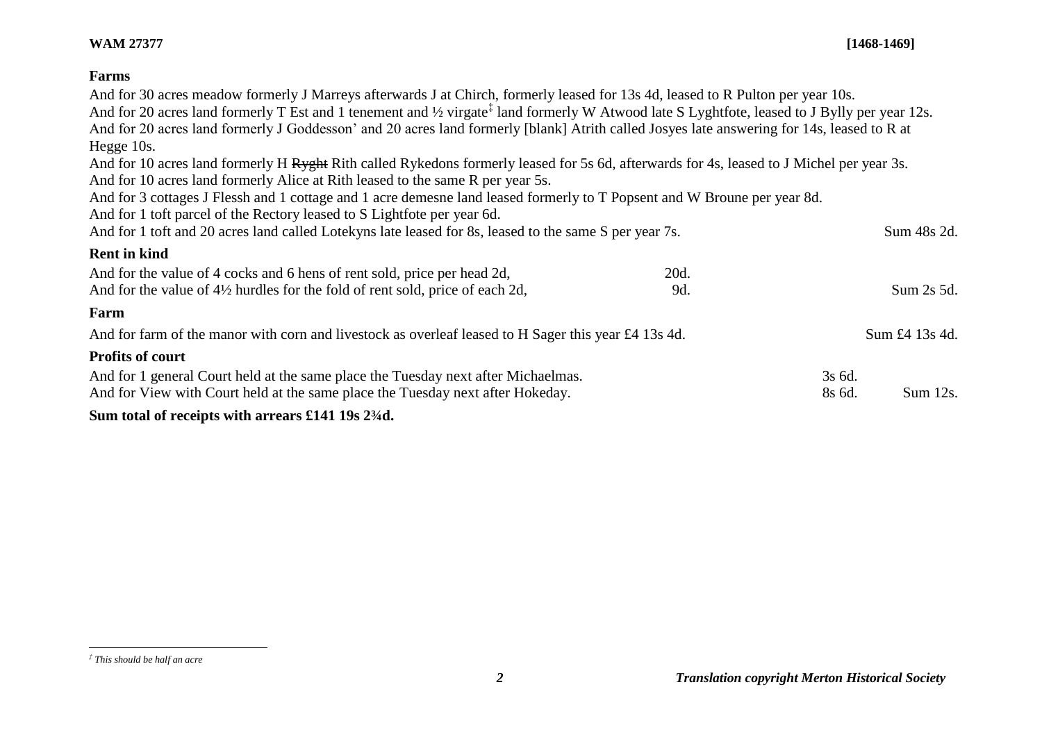**WAM 27377** **[1468-1469]**

### Farms

And for 30 acres meadow formerly J Marreys afterwards J at Chirch, formerly leased for 13s 4d, leased to R Pulton per year 10s.
And for 20 acres land formerly T Est and 1 tenement and ½ virgate[‡] land formerly W Atwood late S Lyghtfote, leased to J Bylly per year 12s.
And for 20 acres land formerly J Goddesson' and 20 acres land formerly [blank] Atrith called Josyes late answering for 14s, leased to R at Hegge 10s.
And for 10 acres land formerly H ~~Ryght~~ Rith called Rykedons formerly leased for 5s 6d, afterwards for 4s, leased to J Michel per year 3s.
And for 10 acres land formerly Alice at Rith leased to the same R per year 5s.
And for 3 cottages J Flessh and 1 cottage and 1 acre demesne land leased formerly to T Popsent and W Broune per year 8d.
And for 1 toft parcel of the Rectory leased to S Lightfote per year 6d.
And for 1 toft and 20 acres land called Lotekyns late leased for 8s, leased to the same S per year 7s. Sum 48s 2d.

### Rent in kind

| | | |
|---|---|---|
| And for the value of 4 cocks and 6 hens of rent sold, price per head 2d, | 20d. | |
| And for the value of 4½ hurdles for the fold of rent sold, price of each 2d, | 9d. | Sum 2s 5d. |

### Farm

And for farm of the manor with corn and livestock as overleaf leased to H Sager this year £4 13s 4d. Sum £4 13s 4d.

### Profits of court

| | | |
|---|---|---|
| And for 1 general Court held at the same place the Tuesday next after Michaelmas. | 3s 6d. | |
| And for View with Court held at the same place the Tuesday next after Hokeday. | 8s 6d. | Sum 12s. |

**Sum total of receipts with arrears £141 19s 2¾d.**

---

[‡] *This should be half an acre*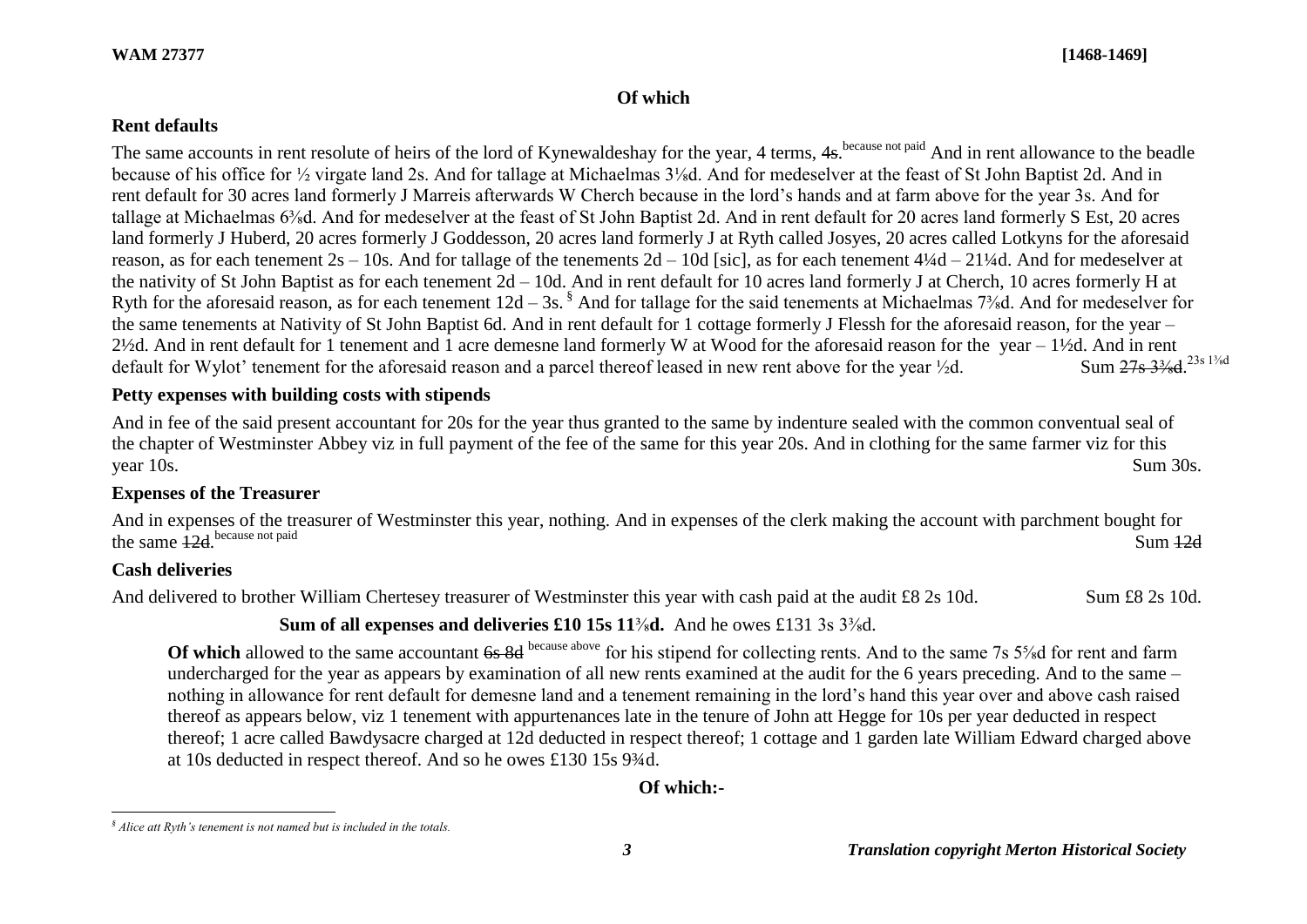**Of which**

**Rent defaults**

The same accounts in rent resolute of heirs of the lord of Kynewaldeshay for the year, 4 terms, ~~4s~~.[because not paid] And in rent allowance to the beadle because of his office for ½ virgate land 2s. And for tallage at Michaelmas 3⅛d. And for medeselver at the feast of St John Baptist 2d. And in rent default for 30 acres land formerly J Marreis afterwards W Cherch because in the lord's hands and at farm above for the year 3s. And for tallage at Michaelmas 6⅜d. And for medeselver at the feast of St John Baptist 2d. And in rent default for 20 acres land formerly S Est, 20 acres land formerly J Huberd, 20 acres formerly J Goddesson, 20 acres land formerly J at Ryth called Josyes, 20 acres called Lotkyns for the aforesaid reason, as for each tenement 2s – 10s. And for tallage of the tenements 2d – 10d [sic], as for each tenement 4¼d – 21¼d. And for medeselver at the nativity of St John Baptist as for each tenement 2d – 10d. And in rent default for 10 acres land formerly J at Cherch, 10 acres formerly H at Ryth for the aforesaid reason, as for each tenement 12d – 3s.[§] And for tallage for the said tenements at Michaelmas 7⅜d. And for medeselver for the same tenements at Nativity of St John Baptist 6d. And in rent default for 1 cottage formerly J Flessh for the aforesaid reason, for the year – 2½d. And in rent default for 1 tenement and 1 acre demesne land formerly W at Wood for the aforesaid reason for the year – 1½d. And in rent default for Wylot' tenement for the aforesaid reason and a parcel thereof leased in new rent above for the year ½d. Sum ~~27s 3¾d~~.[23s 1⅜d]

**Petty expenses with building costs with stipends**

And in fee of the said present accountant for 20s for the year thus granted to the same by indenture sealed with the common conventual seal of the chapter of Westminster Abbey viz in full payment of the fee of the same for this year 20s. And in clothing for the same farmer viz for this year 10s. Sum 30s.

**Expenses of the Treasurer**

And in expenses of the treasurer of Westminster this year, nothing. And in expenses of the clerk making the account with parchment bought for the same ~~12d~~.[because not paid] Sum ~~12d~~

**Cash deliveries**

And delivered to brother William Chertesey treasurer of Westminster this year with cash paid at the audit £8 2s 10d. Sum £8 2s 10d.

**Sum of all expenses and deliveries £10 15s 11⅜d.** And he owes £131 3s 3⅜d.

**Of which** allowed to the same accountant ~~6s 8d~~ [because above] for his stipend for collecting rents. And to the same 7s 5⅝d for rent and farm undercharged for the year as appears by examination of all new rents examined at the audit for the 6 years preceding. And to the same – nothing in allowance for rent default for demesne land and a tenement remaining in the lord's hand this year over and above cash raised thereof as appears below, viz 1 tenement with appurtenances late in the tenure of John att Hegge for 10s per year deducted in respect thereof; 1 acre called Bawdysacre charged at 12d deducted in respect thereof; 1 cottage and 1 garden late William Edward charged above at 10s deducted in respect thereof. And so he owes £130 15s 9¾d.

**Of which:-**

---

[§] *Alice att Ryth's tenement is not named but is included in the totals.*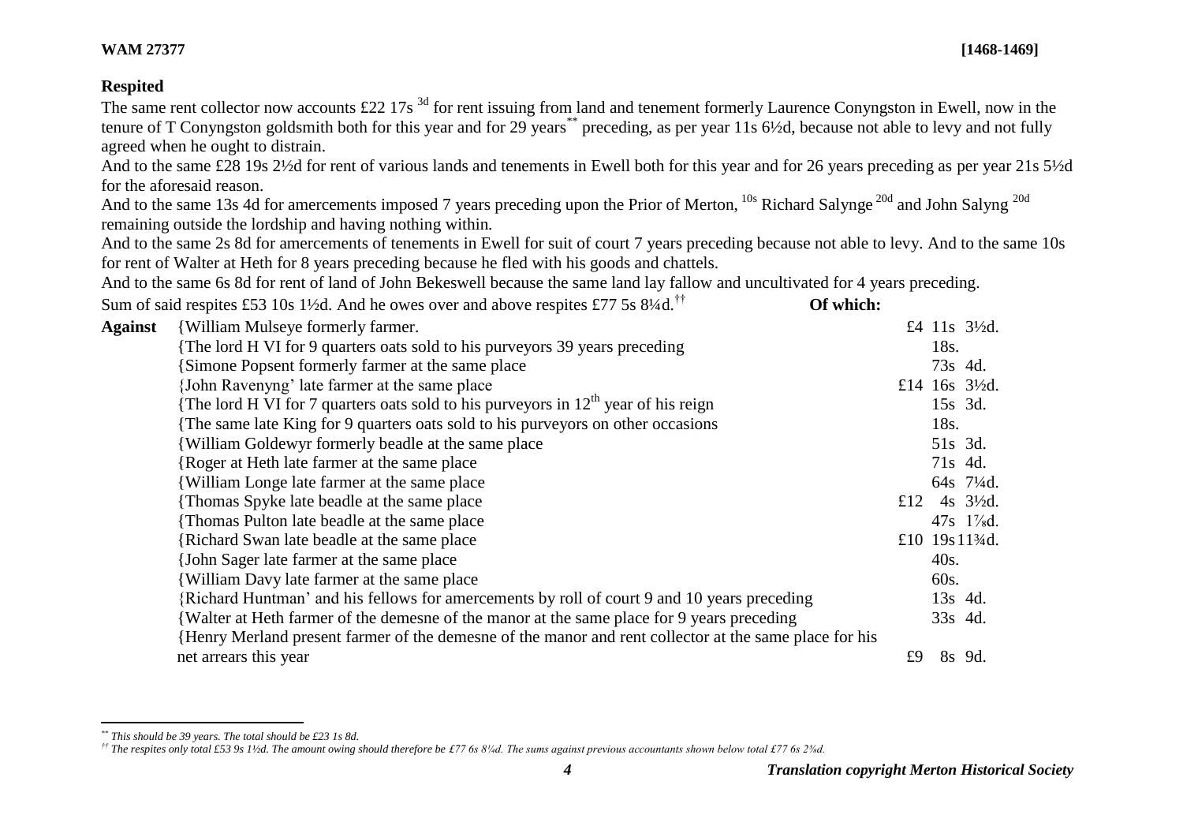## Respited

The same rent collector now accounts £22 17s [3d] for rent issuing from land and tenement formerly Laurence Conyngston in Ewell, now in the tenure of T Conyngston goldsmith both for this year and for 29 years[\*\*] preceding, as per year 11s 6½d, because not able to levy and not fully agreed when he ought to distrain.

And to the same £28 19s 2½d for rent of various lands and tenements in Ewell both for this year and for 26 years preceding as per year 21s 5½d for the aforesaid reason.

And to the same 13s 4d for amercements imposed 7 years preceding upon the Prior of Merton, [10s] Richard Salynge [20d] and John Salyng [20d] remaining outside the lordship and having nothing within.

And to the same 2s 8d for amercements of tenements in Ewell for suit of court 7 years preceding because not able to levy. And to the same 10s for rent of Walter at Heth for 8 years preceding because he fled with his goods and chattels.

And to the same 6s 8d for rent of land of John Bekeswell because the same land lay fallow and uncultivated for 4 years preceding.

Sum of said respites £53 10s 1½d. And he owes over and above respites £77 5s 8¼d.[††] **Of which:**

| | | |
|---|---|---|
| **Against** | {William Mulseye formerly farmer. | £4 11s 3½d. |
| | {The lord H VI for 9 quarters oats sold to his purveyors 39 years preceding | 18s. |
| | {Simone Popsent formerly farmer at the same place | 73s 4d. |
| | {John Ravenyng' late farmer at the same place | £14 16s 3½d. |
| | {The lord H VI for 7 quarters oats sold to his purveyors in 12th year of his reign | 15s 3d. |
| | {The same late King for 9 quarters oats sold to his purveyors on other occasions | 18s. |
| | {William Goldewyr formerly beadle at the same place | 51s 3d. |
| | {Roger at Heth late farmer at the same place | 71s 4d. |
| | {William Longe late farmer at the same place | 64s 7¼d. |
| | {Thomas Spyke late beadle at the same place | £12 4s 3½d. |
| | {Thomas Pulton late beadle at the same place | 47s 1⅞d. |
| | {Richard Swan late beadle at the same place | £10 19s 11¾d. |
| | {John Sager late farmer at the same place | 40s. |
| | {William Davy late farmer at the same place | 60s. |
| | {Richard Huntman' and his fellows for amercements by roll of court 9 and 10 years preceding | 13s 4d. |
| | {Walter at Heth farmer of the demesne of the manor at the same place for 9 years preceding | 33s 4d. |
| | {Henry Merland present farmer of the demesne of the manor and rent collector at the same place for his net arrears this year | £9 8s 9d. |

---

[\*\*] *This should be 39 years. The total should be £23 1s 8d.*

[††] *The respites only total £53 9s 1½d. The amount owing should therefore be £77 6s 8¼d. The sums against previous accountants shown below total £77 6s 2⅜d.*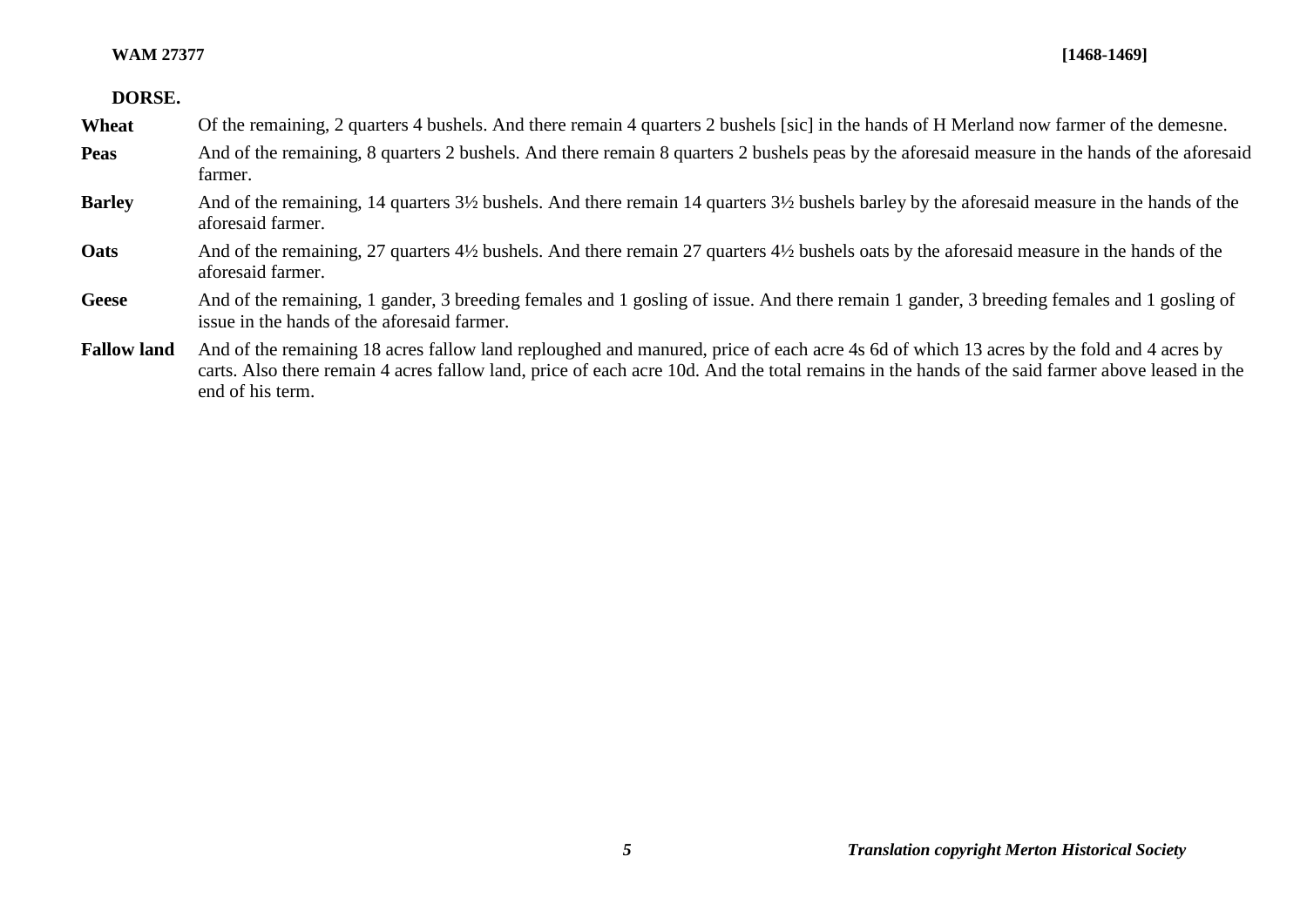**DORSE.**

| | |
|---|---|
| **Wheat** | Of the remaining, 2 quarters 4 bushels. And there remain 4 quarters 2 bushels [sic] in the hands of H Merland now farmer of the demesne. |
| **Peas** | And of the remaining, 8 quarters 2 bushels. And there remain 8 quarters 2 bushels peas by the aforesaid measure in the hands of the aforesaid farmer. |
| **Barley** | And of the remaining, 14 quarters 3½ bushels. And there remain 14 quarters 3½ bushels barley by the aforesaid measure in the hands of the aforesaid farmer. |
| **Oats** | And of the remaining, 27 quarters 4½ bushels. And there remain 27 quarters 4½ bushels oats by the aforesaid measure in the hands of the aforesaid farmer. |
| **Geese** | And of the remaining, 1 gander, 3 breeding females and 1 gosling of issue. And there remain 1 gander, 3 breeding females and 1 gosling of issue in the hands of the aforesaid farmer. |
| **Fallow land** | And of the remaining 18 acres fallow land reploughed and manured, price of each acre 4s 6d of which 13 acres by the fold and 4 acres by carts. Also there remain 4 acres fallow land, price of each acre 10d. And the total remains in the hands of the said farmer above leased in the end of his term. |